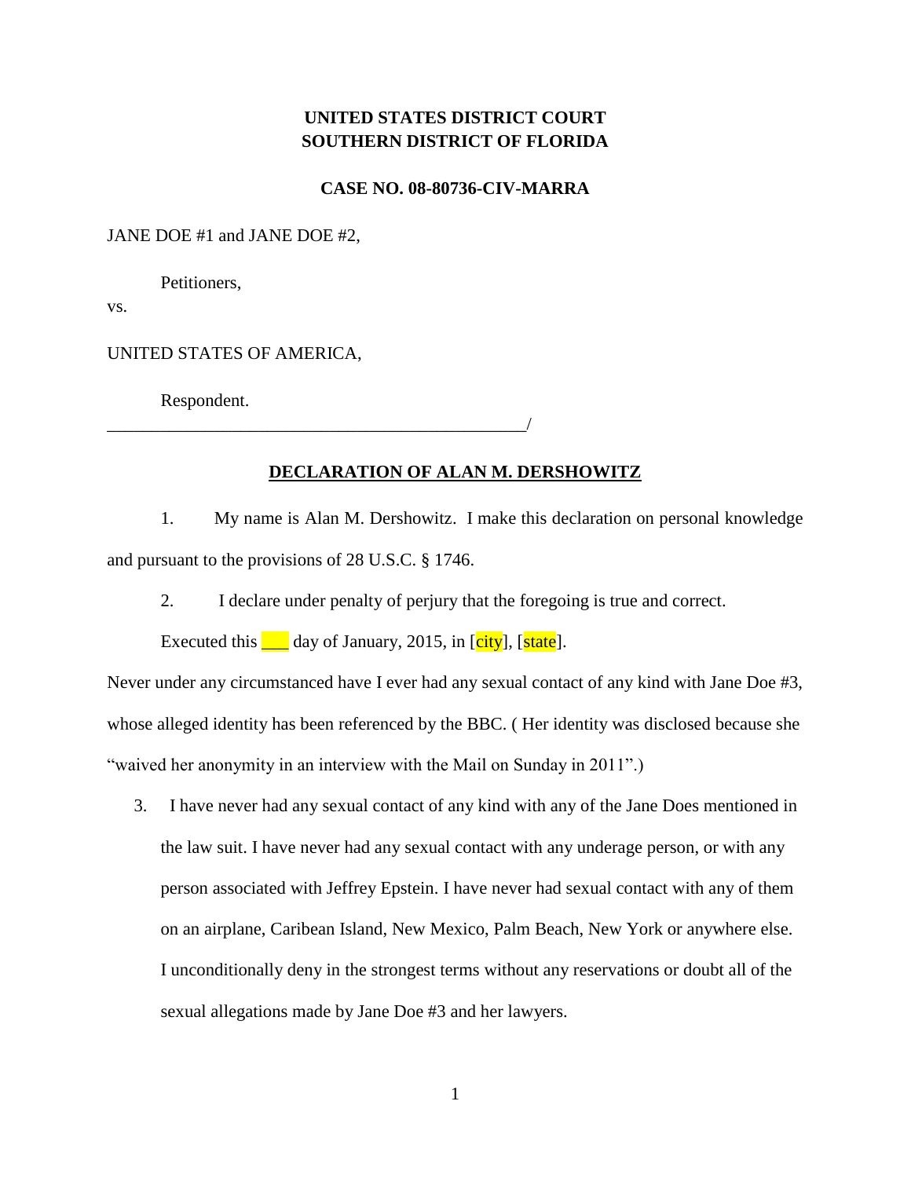**UNITED STATES DISTRICT COURT**
**SOUTHERN DISTRICT OF FLORIDA**

**CASE NO. 08-80736-CIV-MARRA**

JANE DOE #1 and JANE DOE #2,

Petitioners,

vs.

UNITED STATES OF AMERICA,

Respondent.

__________________________________________________/

**DECLARATION OF ALAN M. DERSHOWITZ**

1. My name is Alan M. Dershowitz. I make this declaration on personal knowledge and pursuant to the provisions of 28 U.S.C. § 1746.

2. I declare under penalty of perjury that the foregoing is true and correct.

Executed this ___ day of January, 2015, in [city], [state].

Never under any circumstanced have I ever had any sexual contact of any kind with Jane Doe #3, whose alleged identity has been referenced by the BBC. ( Her identity was disclosed because she "waived her anonymity in an interview with the Mail on Sunday in 2011".)

3. I have never had any sexual contact of any kind with any of the Jane Does mentioned in the law suit. I have never had any sexual contact with any underage person, or with any person associated with Jeffrey Epstein. I have never had sexual contact with any of them on an airplane, Caribean Island, New Mexico, Palm Beach, New York or anywhere else. I unconditionally deny in the strongest terms without any reservations or doubt all of the sexual allegations made by Jane Doe #3 and her lawyers.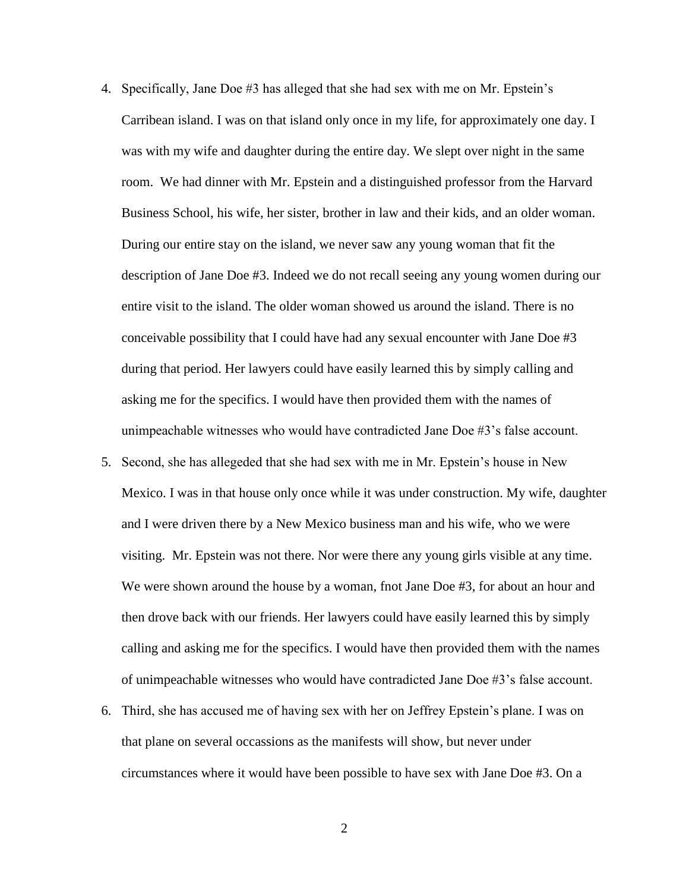4. Specifically, Jane Doe #3 has alleged that she had sex with me on Mr. Epstein's Carribean island. I was on that island only once in my life, for approximately one day. I was with my wife and daughter during the entire day. We slept over night in the same room. We had dinner with Mr. Epstein and a distinguished professor from the Harvard Business School, his wife, her sister, brother in law and their kids, and an older woman. During our entire stay on the island, we never saw any young woman that fit the description of Jane Doe #3. Indeed we do not recall seeing any young women during our entire visit to the island. The older woman showed us around the island. There is no conceivable possibility that I could have had any sexual encounter with Jane Doe #3 during that period. Her lawyers could have easily learned this by simply calling and asking me for the specifics. I would have then provided them with the names of unimpeachable witnesses who would have contradicted Jane Doe #3's false account.

5. Second, she has allegeded that she had sex with me in Mr. Epstein's house in New Mexico. I was in that house only once while it was under construction. My wife, daughter and I were driven there by a New Mexico business man and his wife, who we were visiting. Mr. Epstein was not there. Nor were there any young girls visible at any time. We were shown around the house by a woman, fnot Jane Doe #3, for about an hour and then drove back with our friends. Her lawyers could have easily learned this by simply calling and asking me for the specifics. I would have then provided them with the names of unimpeachable witnesses who would have contradicted Jane Doe #3's false account.

6. Third, she has accused me of having sex with her on Jeffrey Epstein's plane. I was on that plane on several occassions as the manifests will show, but never under circumstances where it would have been possible to have sex with Jane Doe #3. On a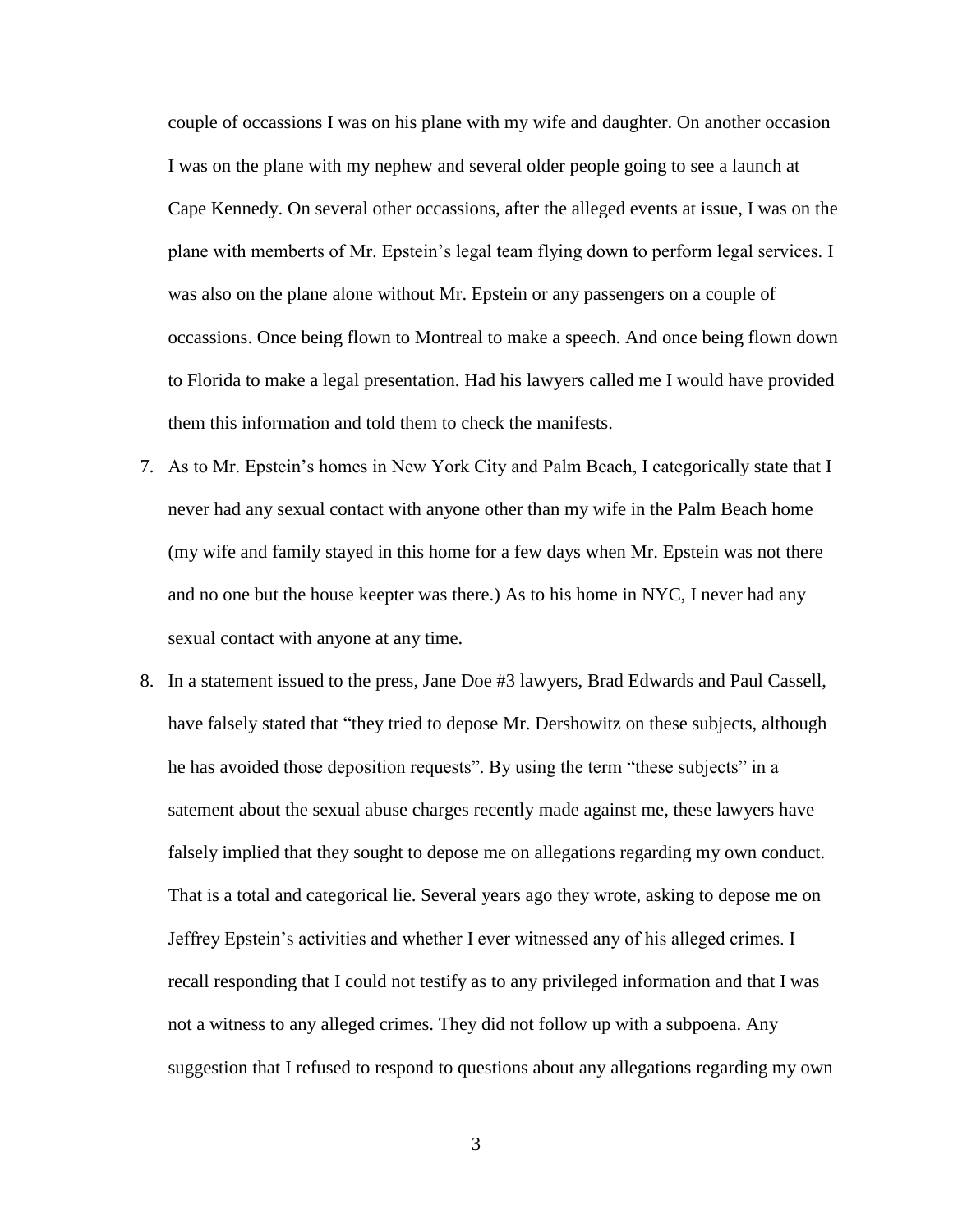couple of occassions I was on his plane with my wife and daughter. On another occasion I was on the plane with my nephew and several older people going to see a launch at Cape Kennedy. On several other occassions, after the alleged events at issue, I was on the plane with memberts of Mr. Epstein's legal team flying down to perform legal services. I was also on the plane alone without Mr. Epstein or any passengers on a couple of occassions. Once being flown to Montreal to make a speech. And once being flown down to Florida to make a legal presentation. Had his lawyers called me I would have provided them this information and told them to check the manifests.

7. As to Mr. Epstein's homes in New York City and Palm Beach, I categorically state that I never had any sexual contact with anyone other than my wife in the Palm Beach home (my wife and family stayed in this home for a few days when Mr. Epstein was not there and no one but the house keepter was there.) As to his home in NYC, I never had any sexual contact with anyone at any time.

8. In a statement issued to the press, Jane Doe #3 lawyers, Brad Edwards and Paul Cassell, have falsely stated that "they tried to depose Mr. Dershowitz on these subjects, although he has avoided those deposition requests". By using the term "these subjects" in a satement about the sexual abuse charges recently made against me, these lawyers have falsely implied that they sought to depose me on allegations regarding my own conduct. That is a total and categorical lie. Several years ago they wrote, asking to depose me on Jeffrey Epstein's activities and whether I ever witnessed any of his alleged crimes. I recall responding that I could not testify as to any privileged information and that I was not a witness to any alleged crimes. They did not follow up with a subpoena. Any suggestion that I refused to respond to questions about any allegations regarding my own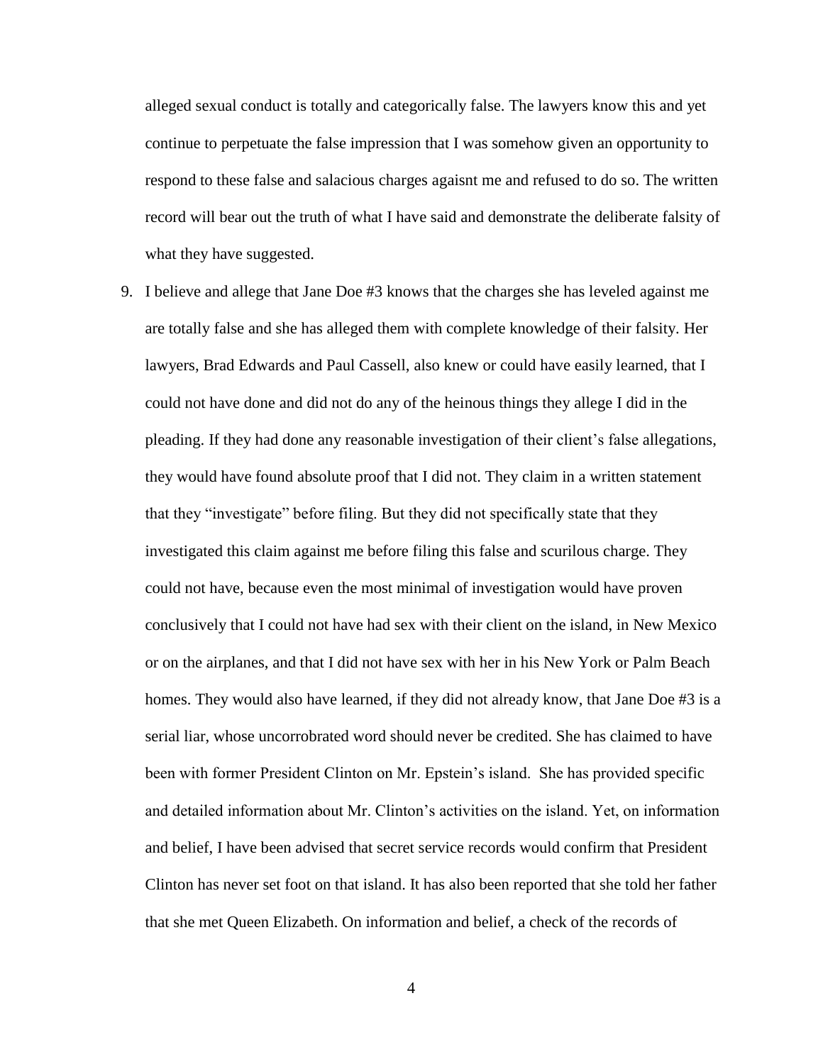alleged sexual conduct is totally and categorically false. The lawyers know this and yet continue to perpetuate the false impression that I was somehow given an opportunity to respond to these false and salacious charges agaisnt me and refused to do so. The written record will bear out the truth of what I have said and demonstrate the deliberate falsity of what they have suggested.

9. I believe and allege that Jane Doe #3 knows that the charges she has leveled against me are totally false and she has alleged them with complete knowledge of their falsity. Her lawyers, Brad Edwards and Paul Cassell, also knew or could have easily learned, that I could not have done and did not do any of the heinous things they allege I did in the pleading. If they had done any reasonable investigation of their client's false allegations, they would have found absolute proof that I did not. They claim in a written statement that they "investigate" before filing. But they did not specifically state that they investigated this claim against me before filing this false and scurilous charge. They could not have, because even the most minimal of investigation would have proven conclusively that I could not have had sex with their client on the island, in New Mexico or on the airplanes, and that I did not have sex with her in his New York or Palm Beach homes. They would also have learned, if they did not already know, that Jane Doe #3 is a serial liar, whose uncorrobrated word should never be credited. She has claimed to have been with former President Clinton on Mr. Epstein's island. She has provided specific and detailed information about Mr. Clinton's activities on the island. Yet, on information and belief, I have been advised that secret service records would confirm that President Clinton has never set foot on that island. It has also been reported that she told her father that she met Queen Elizabeth. On information and belief, a check of the records of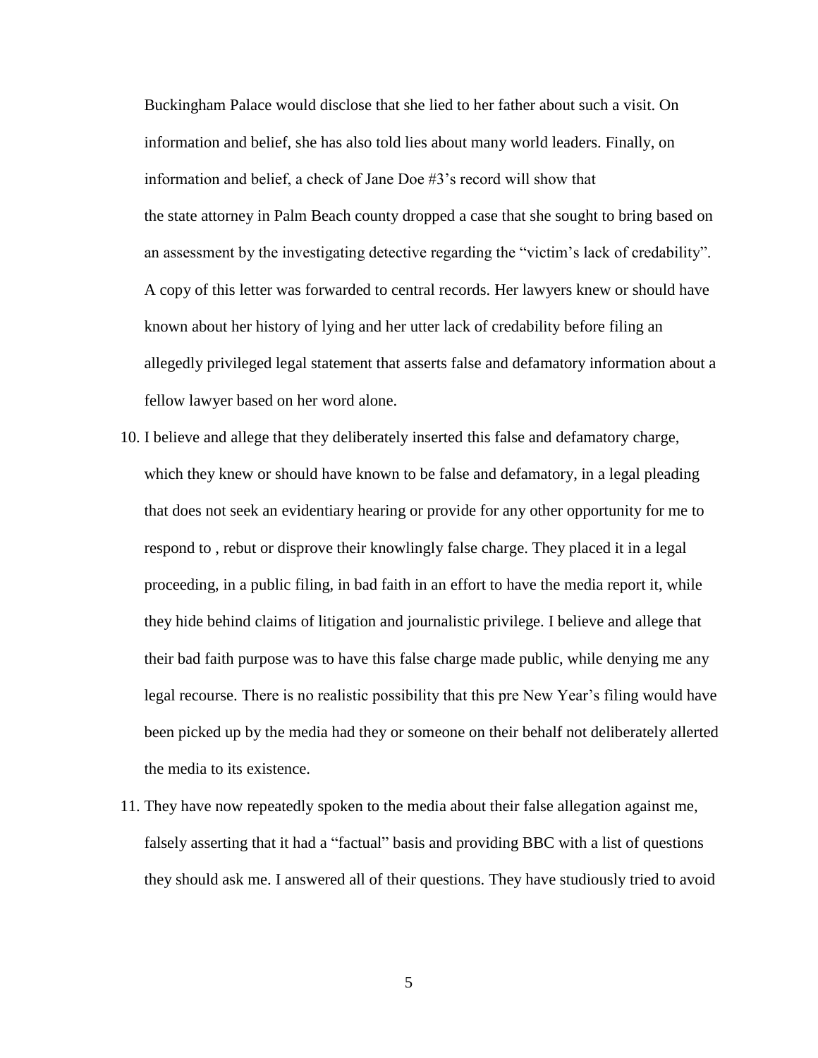Buckingham Palace would disclose that she lied to her father about such a visit. On information and belief, she has also told lies about many world leaders. Finally, on information and belief, a check of Jane Doe #3's record will show that the state attorney in Palm Beach county dropped a case that she sought to bring based on an assessment by the investigating detective regarding the "victim's lack of credability". A copy of this letter was forwarded to central records. Her lawyers knew or should have known about her history of lying and her utter lack of credability before filing an allegedly privileged legal statement that asserts false and defamatory information about a fellow lawyer based on her word alone.

10. I believe and allege that they deliberately inserted this false and defamatory charge, which they knew or should have known to be false and defamatory, in a legal pleading that does not seek an evidentiary hearing or provide for any other opportunity for me to respond to , rebut or disprove their knowlingly false charge. They placed it in a legal proceeding, in a public filing, in bad faith in an effort to have the media report it, while they hide behind claims of litigation and journalistic privilege. I believe and allege that their bad faith purpose was to have this false charge made public, while denying me any legal recourse. There is no realistic possibility that this pre New Year's filing would have been picked up by the media had they or someone on their behalf not deliberately allerted the media to its existence.

11. They have now repeatedly spoken to the media about their false allegation against me, falsely asserting that it had a "factual" basis and providing BBC with a list of questions they should ask me. I answered all of their questions. They have studiously tried to avoid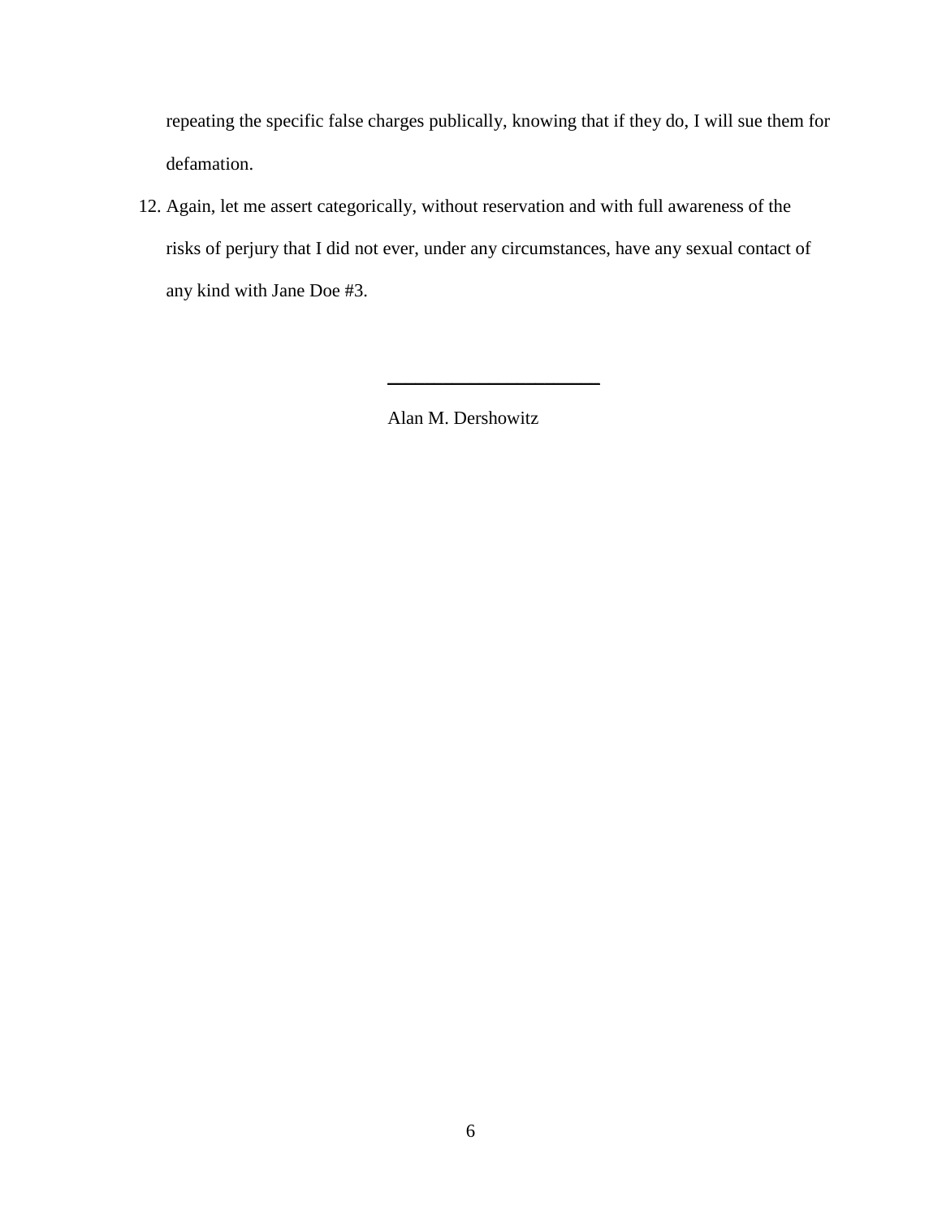repeating the specific false charges publically, knowing that if they do, I will sue them for defamation.

12. Again, let me assert categorically, without reservation and with full awareness of the risks of perjury that I did not ever, under any circumstances, have any sexual contact of any kind with Jane Doe #3.

\_\_\_\_\_\_\_\_\_\_\_\_\_\_\_\_\_\_\_\_\_\_\_\_

Alan M. Dershowitz